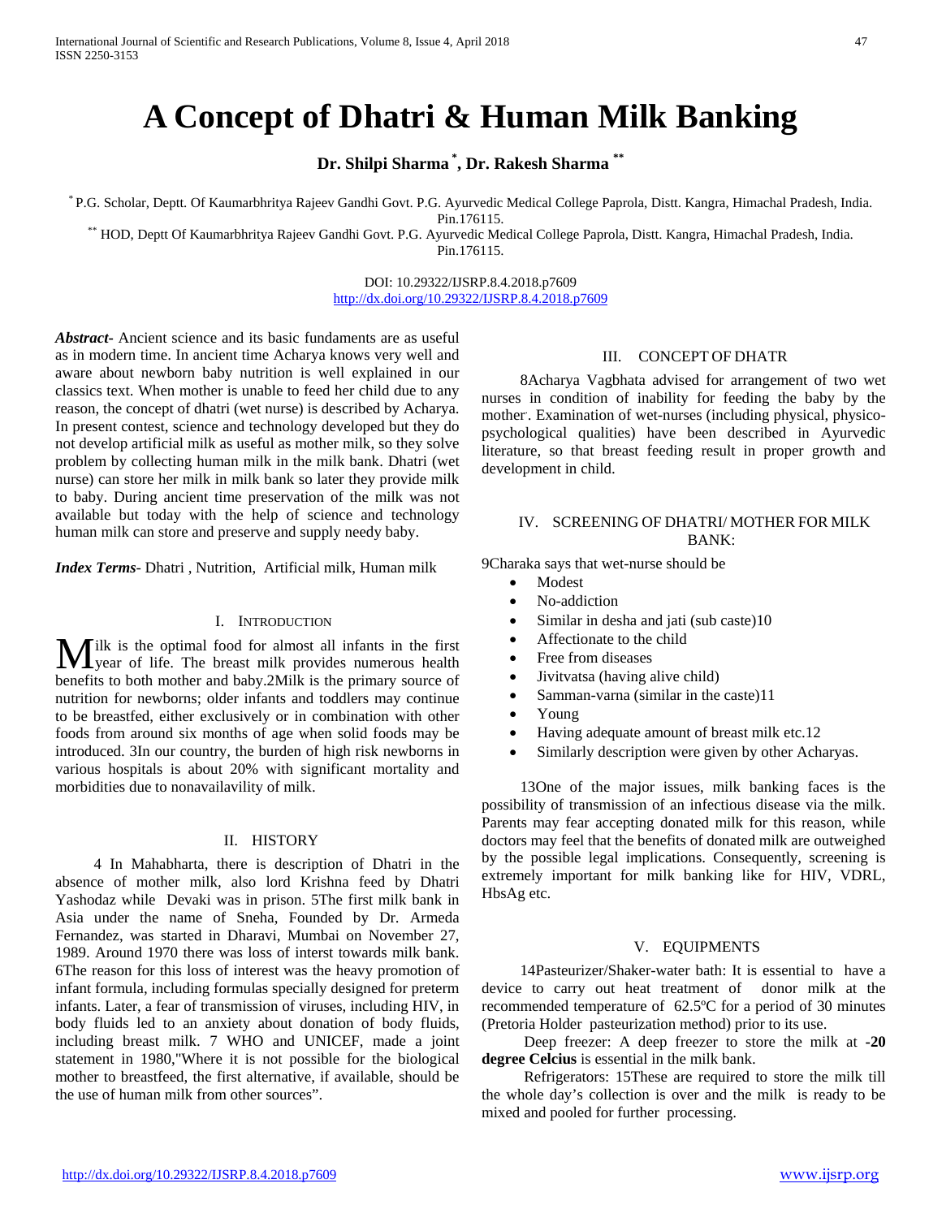# A Concept of Dhatri & Human Milk Banking

**Dr. Shilpi Sharma [*], Dr. Rakesh Sharma [**]**

[*] P.G. Scholar, Deptt. Of Kaumarbhritya Rajeev Gandhi Govt. P.G. Ayurvedic Medical College Paprola, Distt. Kangra, Himachal Pradesh, India. Pin.176115.

[**] HOD, Deptt Of Kaumarbhritya Rajeev Gandhi Govt. P.G. Ayurvedic Medical College Paprola, Distt. Kangra, Himachal Pradesh, India. Pin.176115.

DOI: 10.29322/IJSRP.8.4.2018.p7609
http://dx.doi.org/10.29322/IJSRP.8.4.2018.p7609

***Abstract***- Ancient science and its basic fundaments are as useful as in modern time. In ancient time Acharya knows very well and aware about newborn baby nutrition is well explained in our classics text. When mother is unable to feed her child due to any reason, the concept of dhatri (wet nurse) is described by Acharya. In present contest, science and technology developed but they do not develop artificial milk as useful as mother milk, so they solve problem by collecting human milk in the milk bank. Dhatri (wet nurse) can store her milk in milk bank so later they provide milk to baby. During ancient time preservation of the milk was not available but today with the help of science and technology human milk can store and preserve and supply needy baby.

***Index Terms***- Dhatri , Nutrition, Artificial milk, Human milk

## I. Introduction

Milk is the optimal food for almost all infants in the first year of life. The breast milk provides numerous health benefits to both mother and baby.2Milk is the primary source of nutrition for newborns; older infants and toddlers may continue to be breastfed, either exclusively or in combination with other foods from around six months of age when solid foods may be introduced. 3In our country, the burden of high risk newborns in various hospitals is about 20% with significant mortality and morbidities due to nonavailavility of milk.

## II. History

4 In Mahabharta, there is description of Dhatri in the absence of mother milk, also lord Krishna feed by Dhatri Yashodaz while Devaki was in prison. 5The first milk bank in Asia under the name of Sneha, Founded by Dr. Armeda Fernandez, was started in Dharavi, Mumbai on November 27, 1989. Around 1970 there was loss of interst towards milk bank. 6The reason for this loss of interest was the heavy promotion of infant formula, including formulas specially designed for preterm infants. Later, a fear of transmission of viruses, including HIV, in body fluids led to an anxiety about donation of body fluids, including breast milk. 7 WHO and UNICEF, made a joint statement in 1980,"Where it is not possible for the biological mother to breastfeed, the first alternative, if available, should be the use of human milk from other sources".

## III. Concept of Dhatr

8Acharya Vagbhata advised for arrangement of two wet nurses in condition of inability for feeding the baby by the mother. Examination of wet-nurses (including physical, physico-psychological qualities) have been described in Ayurvedic literature, so that breast feeding result in proper growth and development in child.

## IV. Screening of Dhatri/ Mother for Milk Bank:

9Charaka says that wet-nurse should be

- Modest
- No-addiction
- Similar in desha and jati (sub caste)10
- Affectionate to the child
- Free from diseases
- Jivitvatsa (having alive child)
- Samman-varna (similar in the caste)11
- Young
- Having adequate amount of breast milk etc.12
- Similarly description were given by other Acharyas.

13One of the major issues, milk banking faces is the possibility of transmission of an infectious disease via the milk. Parents may fear accepting donated milk for this reason, while doctors may feel that the benefits of donated milk are outweighed by the possible legal implications. Consequently, screening is extremely important for milk banking like for HIV, VDRL, HbsAg etc.

## V. Equipments

14Pasteurizer/Shaker-water bath: It is essential to have a device to carry out heat treatment of donor milk at the recommended temperature of 62.5ºC for a period of 30 minutes (Pretoria Holder pasteurization method) prior to its use.

Deep freezer: A deep freezer to store the milk at **-20 degree Celcius** is essential in the milk bank.

Refrigerators: 15These are required to store the milk till the whole day's collection is over and the milk is ready to be mixed and pooled for further processing.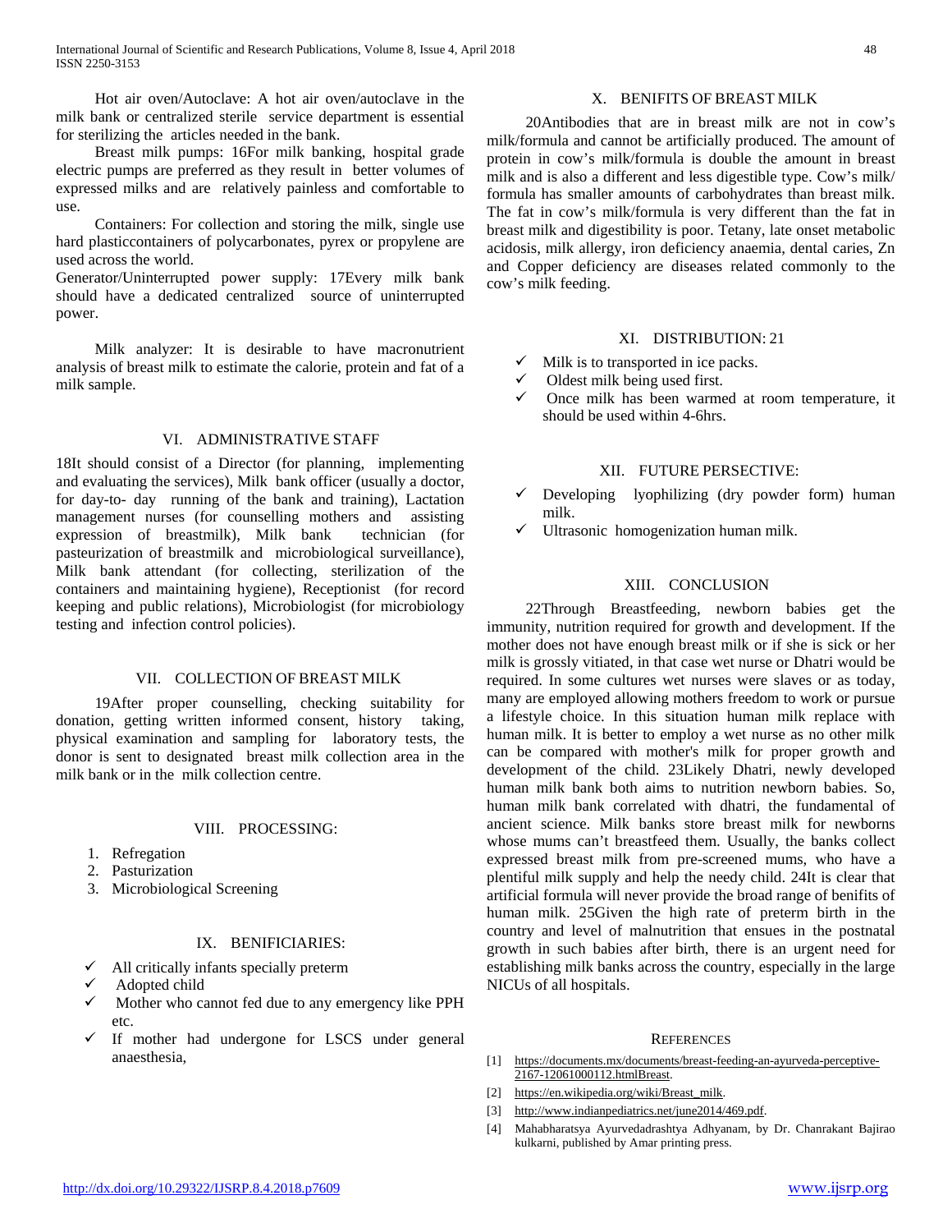Hot air oven/Autoclave: A hot air oven/autoclave in the milk bank or centralized sterile service department is essential for sterilizing the articles needed in the bank.

Breast milk pumps: 16For milk banking, hospital grade electric pumps are preferred as they result in better volumes of expressed milks and are relatively painless and comfortable to use.

Containers: For collection and storing the milk, single use hard plasticcontainers of polycarbonates, pyrex or propylene are used across the world.

Generator/Uninterrupted power supply: 17Every milk bank should have a dedicated centralized source of uninterrupted power.

Milk analyzer: It is desirable to have macronutrient analysis of breast milk to estimate the calorie, protein and fat of a milk sample.

## VI. ADMINISTRATIVE STAFF

18It should consist of a Director (for planning, implementing and evaluating the services), Milk bank officer (usually a doctor, for day-to- day running of the bank and training), Lactation management nurses (for counselling mothers and assisting expression of breastmilk), Milk bank technician (for pasteurization of breastmilk and microbiological surveillance), Milk bank attendant (for collecting, sterilization of the containers and maintaining hygiene), Receptionist (for record keeping and public relations), Microbiologist (for microbiology testing and infection control policies).

## VII. COLLECTION OF BREAST MILK

19After proper counselling, checking suitability for donation, getting written informed consent, history taking, physical examination and sampling for laboratory tests, the donor is sent to designated breast milk collection area in the milk bank or in the milk collection centre.

## VIII. PROCESSING:

1. Refregation
2. Pasturization
3. Microbiological Screening

## IX. BENIFICIARIES:

- ✓ All critically infants specially preterm
- ✓ Adopted child
- ✓ Mother who cannot fed due to any emergency like PPH etc.
- ✓ If mother had undergone for LSCS under general anaesthesia,

## X. BENIFITS OF BREAST MILK

20Antibodies that are in breast milk are not in cow's milk/formula and cannot be artificially produced. The amount of protein in cow's milk/formula is double the amount in breast milk and is also a different and less digestible type. Cow's milk/ formula has smaller amounts of carbohydrates than breast milk. The fat in cow's milk/formula is very different than the fat in breast milk and digestibility is poor. Tetany, late onset metabolic acidosis, milk allergy, iron deficiency anaemia, dental caries, Zn and Copper deficiency are diseases related commonly to the cow's milk feeding.

## XI. DISTRIBUTION: 21

- ✓ Milk is to transported in ice packs.
- ✓ Oldest milk being used first.
- ✓ Once milk has been warmed at room temperature, it should be used within 4-6hrs.

## XII. FUTURE PERSECTIVE:

- ✓ Developing lyophilizing (dry powder form) human milk.
- ✓ Ultrasonic homogenization human milk.

## XIII. CONCLUSION

22Through Breastfeeding, newborn babies get the immunity, nutrition required for growth and development. If the mother does not have enough breast milk or if she is sick or her milk is grossly vitiated, in that case wet nurse or Dhatri would be required. In some cultures wet nurses were slaves or as today, many are employed allowing mothers freedom to work or pursue a lifestyle choice. In this situation human milk replace with human milk. It is better to employ a wet nurse as no other milk can be compared with mother's milk for proper growth and development of the child. 23Likely Dhatri, newly developed human milk bank both aims to nutrition newborn babies. So, human milk bank correlated with dhatri, the fundamental of ancient science. Milk banks store breast milk for newborns whose mums can't breastfeed them. Usually, the banks collect expressed breast milk from pre-screened mums, who have a plentiful milk supply and help the needy child. 24It is clear that artificial formula will never provide the broad range of benifits of human milk. 25Given the high rate of preterm birth in the country and level of malnutrition that ensues in the postnatal growth in such babies after birth, there is an urgent need for establishing milk banks across the country, especially in the large NICUs of all hospitals.

## REFERENCES

[1] https://documents.mx/documents/breast-feeding-an-ayurveda-perceptive-2167-12061000112.htmlBreast.

[2] https://en.wikipedia.org/wiki/Breast_milk.

[3] http://www.indianpediatrics.net/june2014/469.pdf.

[4] Mahabharatsya Ayurvedadrashtya Adhyanam, by Dr. Chanrakant Bajirao kulkarni, published by Amar printing press.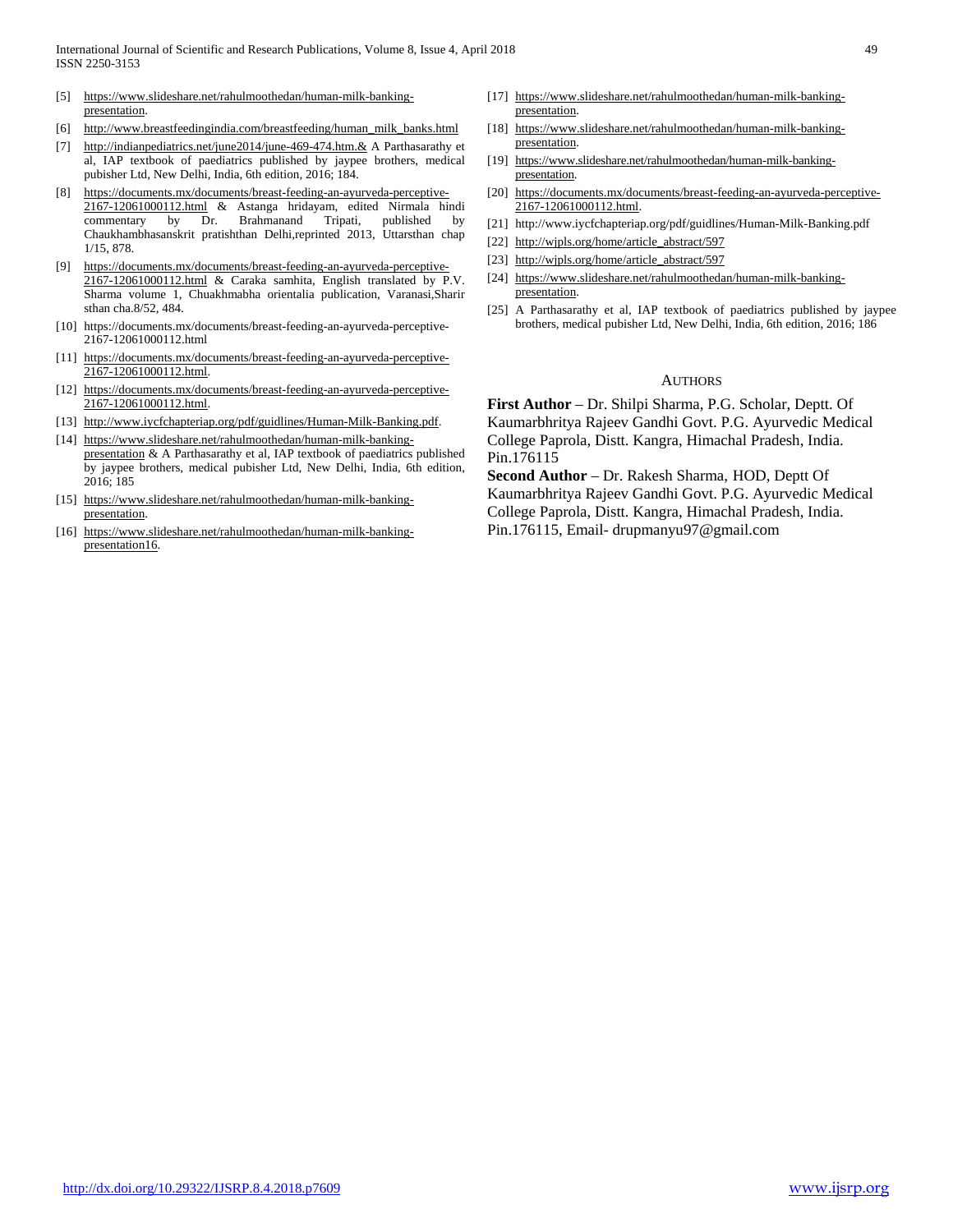[5] https://www.slideshare.net/rahulmoothedan/human-milk-banking-presentation.

[6] http://www.breastfeedingindia.com/breastfeeding/human_milk_banks.html

[7] http://indianpediatrics.net/june2014/june-469-474.htm.& A Parthasarathy et al, IAP textbook of paediatrics published by jaypee brothers, medical pubisher Ltd, New Delhi, India, 6th edition, 2016; 184.

[8] https://documents.mx/documents/breast-feeding-an-ayurveda-perceptive-2167-12061000112.html & Astanga hridayam, edited Nirmala hindi commentary by Dr. Brahmanand Tripati, published by Chaukhambhasanskrit pratishthan Delhi,reprinted 2013, Uttarsthan chap 1/15, 878.

[9] https://documents.mx/documents/breast-feeding-an-ayurveda-perceptive-2167-12061000112.html & Caraka samhita, English translated by P.V. Sharma volume 1, Chuakhmabha orientalia publication, Varanasi,Sharir sthan cha.8/52, 484.

[10] https://documents.mx/documents/breast-feeding-an-ayurveda-perceptive-2167-12061000112.html

[11] https://documents.mx/documents/breast-feeding-an-ayurveda-perceptive-2167-12061000112.html.

[12] https://documents.mx/documents/breast-feeding-an-ayurveda-perceptive-2167-12061000112.html.

[13] http://www.iycfchapteriap.org/pdf/guidlines/Human-Milk-Banking.pdf.

[14] https://www.slideshare.net/rahulmoothedan/human-milk-banking-presentation & A Parthasarathy et al, IAP textbook of paediatrics published by jaypee brothers, medical pubisher Ltd, New Delhi, India, 6th edition, 2016; 185

[15] https://www.slideshare.net/rahulmoothedan/human-milk-banking-presentation.

[16] https://www.slideshare.net/rahulmoothedan/human-milk-banking-presentation16.

[17] https://www.slideshare.net/rahulmoothedan/human-milk-banking-presentation.

[18] https://www.slideshare.net/rahulmoothedan/human-milk-banking-presentation.

[19] https://www.slideshare.net/rahulmoothedan/human-milk-banking-presentation.

[20] https://documents.mx/documents/breast-feeding-an-ayurveda-perceptive-2167-12061000112.html.

[21] http://www.iycfchapteriap.org/pdf/guidlines/Human-Milk-Banking.pdf

[22] http://wjpls.org/home/article_abstract/597

[23] http://wjpls.org/home/article_abstract/597

[24] https://www.slideshare.net/rahulmoothedan/human-milk-banking-presentation.

[25] A Parthasarathy et al, IAP textbook of paediatrics published by jaypee brothers, medical pubisher Ltd, New Delhi, India, 6th edition, 2016; 186

## AUTHORS

**First Author** – Dr. Shilpi Sharma, P.G. Scholar, Deptt. Of Kaumarbhritya Rajeev Gandhi Govt. P.G. Ayurvedic Medical College Paprola, Distt. Kangra, Himachal Pradesh, India. Pin.176115

**Second Author** – Dr. Rakesh Sharma, HOD, Deptt Of Kaumarbhritya Rajeev Gandhi Govt. P.G. Ayurvedic Medical College Paprola, Distt. Kangra, Himachal Pradesh, India. Pin.176115, Email- drupmanyu97@gmail.com